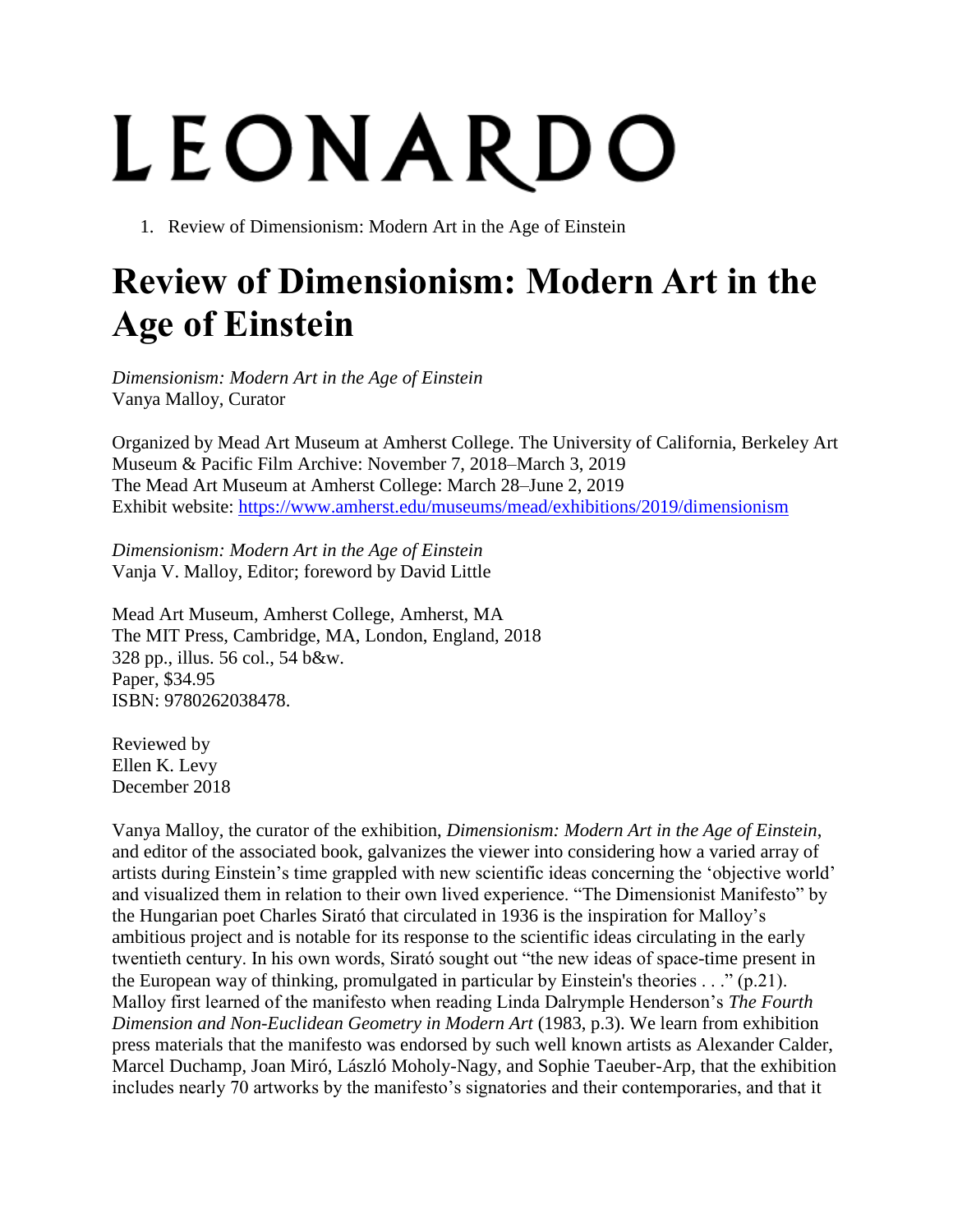# LEONARDO

1. Review of Dimensionism: Modern Art in the Age of Einstein

# Review of Dimensionism: Modern Art in the Age of Einstein

*Dimensionism: Modern Art in the Age of Einstein*
Vanya Malloy, Curator

Organized by Mead Art Museum at Amherst College. The University of California, Berkeley Art Museum & Pacific Film Archive: November 7, 2018–March 3, 2019
The Mead Art Museum at Amherst College: March 28–June 2, 2019
Exhibit website: https://www.amherst.edu/museums/mead/exhibitions/2019/dimensionism

*Dimensionism: Modern Art in the Age of Einstein*
Vanja V. Malloy, Editor; foreword by David Little

Mead Art Museum, Amherst College, Amherst, MA
The MIT Press, Cambridge, MA, London, England, 2018
328 pp., illus. 56 col., 54 b&w.
Paper, $34.95
ISBN: 9780262038478.

Reviewed by
Ellen K. Levy
December 2018

Vanya Malloy, the curator of the exhibition, *Dimensionism: Modern Art in the Age of Einstein*, and editor of the associated book, galvanizes the viewer into considering how a varied array of artists during Einstein's time grappled with new scientific ideas concerning the 'objective world' and visualized them in relation to their own lived experience. "The Dimensionist Manifesto" by the Hungarian poet Charles Sirató that circulated in 1936 is the inspiration for Malloy's ambitious project and is notable for its response to the scientific ideas circulating in the early twentieth century. In his own words, Sirató sought out "the new ideas of space-time present in the European way of thinking, promulgated in particular by Einstein's theories . . ." (p.21). Malloy first learned of the manifesto when reading Linda Dalrymple Henderson's *The Fourth Dimension and Non-Euclidean Geometry in Modern Art* (1983, p.3). We learn from exhibition press materials that the manifesto was endorsed by such well known artists as Alexander Calder, Marcel Duchamp, Joan Miró, László Moholy-Nagy, and Sophie Taeuber-Arp, that the exhibition includes nearly 70 artworks by the manifesto's signatories and their contemporaries, and that it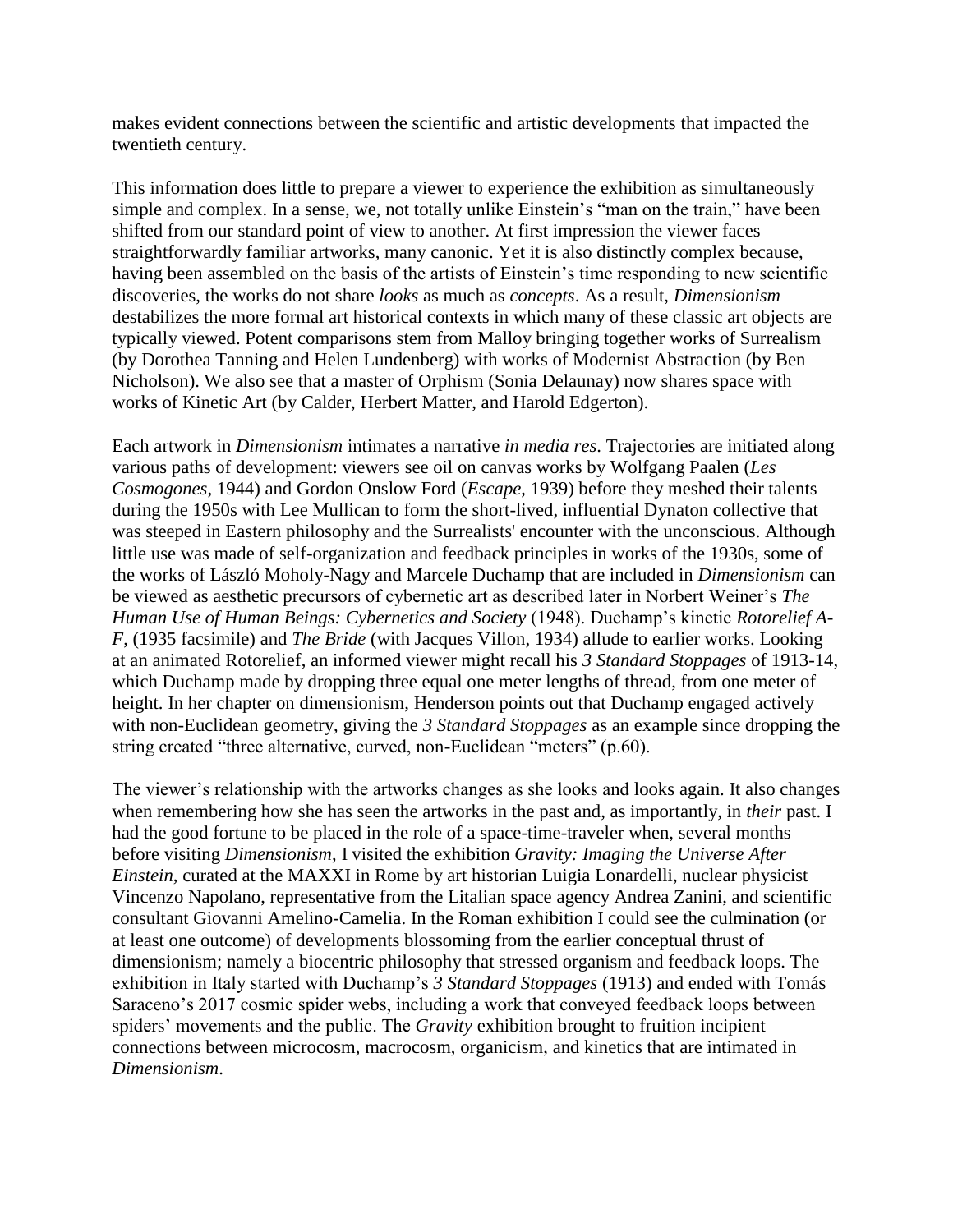makes evident connections between the scientific and artistic developments that impacted the twentieth century.

This information does little to prepare a viewer to experience the exhibition as simultaneously simple and complex. In a sense, we, not totally unlike Einstein's "man on the train," have been shifted from our standard point of view to another. At first impression the viewer faces straightforwardly familiar artworks, many canonic. Yet it is also distinctly complex because, having been assembled on the basis of the artists of Einstein's time responding to new scientific discoveries, the works do not share *looks* as much as *concepts*. As a result, *Dimensionism* destabilizes the more formal art historical contexts in which many of these classic art objects are typically viewed. Potent comparisons stem from Malloy bringing together works of Surrealism (by Dorothea Tanning and Helen Lundenberg) with works of Modernist Abstraction (by Ben Nicholson). We also see that a master of Orphism (Sonia Delaunay) now shares space with works of Kinetic Art (by Calder, Herbert Matter, and Harold Edgerton).

Each artwork in *Dimensionism* intimates a narrative *in media res*. Trajectories are initiated along various paths of development: viewers see oil on canvas works by Wolfgang Paalen (*Les Cosmogones*, 1944) and Gordon Onslow Ford (*Escape*, 1939) before they meshed their talents during the 1950s with Lee Mullican to form the short-lived, influential Dynaton collective that was steeped in Eastern philosophy and the Surrealists' encounter with the unconscious. Although little use was made of self-organization and feedback principles in works of the 1930s, some of the works of László Moholy-Nagy and Marcele Duchamp that are included in *Dimensionism* can be viewed as aesthetic precursors of cybernetic art as described later in Norbert Weiner's *The Human Use of Human Beings: Cybernetics and Society* (1948). Duchamp's kinetic *Rotorelief A-F*, (1935 facsimile) and *The Bride* (with Jacques Villon, 1934) allude to earlier works. Looking at an animated Rotorelief, an informed viewer might recall his *3 Standard Stoppages* of 1913-14, which Duchamp made by dropping three equal one meter lengths of thread, from one meter of height. In her chapter on dimensionism, Henderson points out that Duchamp engaged actively with non-Euclidean geometry, giving the *3 Standard Stoppages* as an example since dropping the string created "three alternative, curved, non-Euclidean "meters" (p.60).

The viewer's relationship with the artworks changes as she looks and looks again. It also changes when remembering how she has seen the artworks in the past and, as importantly, in *their* past. I had the good fortune to be placed in the role of a space-time-traveler when, several months before visiting *Dimensionism*, I visited the exhibition *Gravity: Imaging the Universe After Einstein*, curated at the MAXXI in Rome by art historian Luigia Lonardelli, nuclear physicist Vincenzo Napolano, representative from the Litalian space agency Andrea Zanini, and scientific consultant Giovanni Amelino-Camelia. In the Roman exhibition I could see the culmination (or at least one outcome) of developments blossoming from the earlier conceptual thrust of dimensionism; namely a biocentric philosophy that stressed organism and feedback loops. The exhibition in Italy started with Duchamp's *3 Standard Stoppages* (1913) and ended with Tomás Saraceno's 2017 cosmic spider webs, including a work that conveyed feedback loops between spiders' movements and the public. The *Gravity* exhibition brought to fruition incipient connections between microcosm, macrocosm, organicism, and kinetics that are intimated in *Dimensionism*.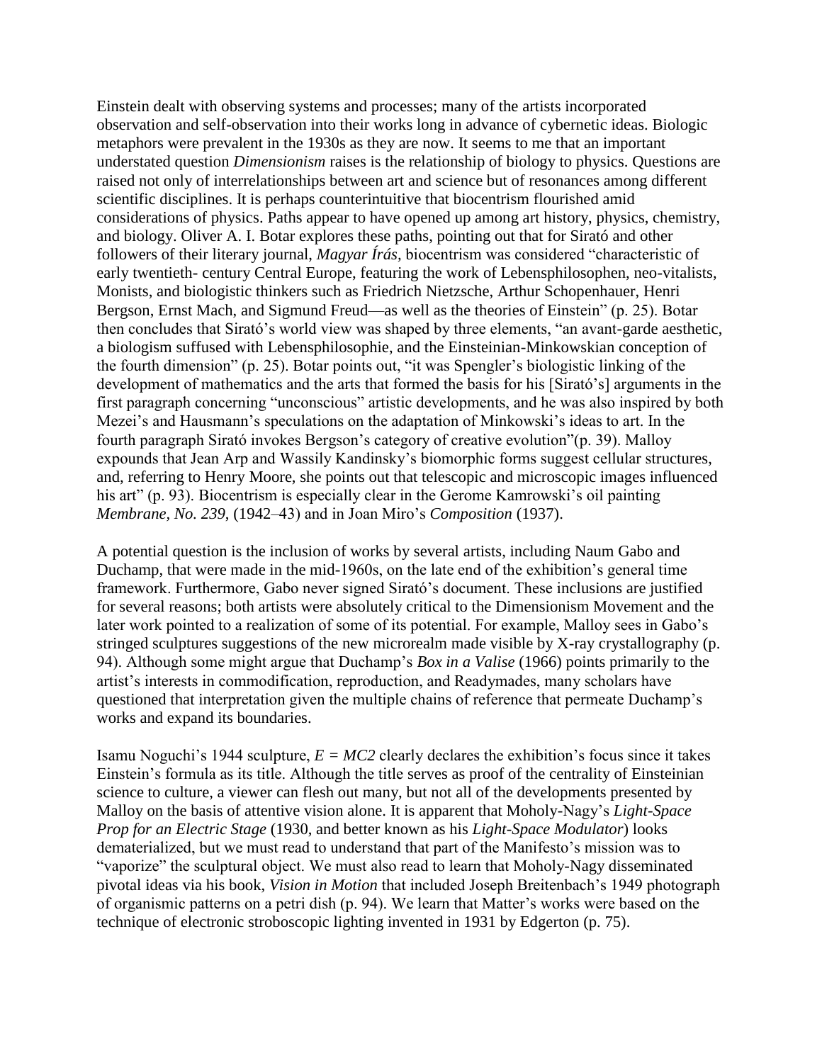Einstein dealt with observing systems and processes; many of the artists incorporated observation and self-observation into their works long in advance of cybernetic ideas. Biologic metaphors were prevalent in the 1930s as they are now. It seems to me that an important understated question *Dimensionism* raises is the relationship of biology to physics. Questions are raised not only of interrelationships between art and science but of resonances among different scientific disciplines. It is perhaps counterintuitive that biocentrism flourished amid considerations of physics. Paths appear to have opened up among art history, physics, chemistry, and biology. Oliver A. I. Botar explores these paths, pointing out that for Sirató and other followers of their literary journal, *Magyar Írás,* biocentrism was considered "characteristic of early twentieth- century Central Europe, featuring the work of Lebensphilosophen, neo-vitalists, Monists, and biologistic thinkers such as Friedrich Nietzsche, Arthur Schopenhauer, Henri Bergson, Ernst Mach, and Sigmund Freud—as well as the theories of Einstein" (p. 25). Botar then concludes that Sirató's world view was shaped by three elements, "an avant-garde aesthetic, a biologism suffused with Lebensphilosophie, and the Einsteinian-Minkowskian conception of the fourth dimension" (p. 25). Botar points out, "it was Spengler's biologistic linking of the development of mathematics and the arts that formed the basis for his [Sirató's] arguments in the first paragraph concerning "unconscious" artistic developments, and he was also inspired by both Mezei's and Hausmann's speculations on the adaptation of Minkowski's ideas to art. In the fourth paragraph Sirató invokes Bergson's category of creative evolution"(p. 39). Malloy expounds that Jean Arp and Wassily Kandinsky's biomorphic forms suggest cellular structures, and, referring to Henry Moore, she points out that telescopic and microscopic images influenced his art" (p. 93). Biocentrism is especially clear in the Gerome Kamrowski's oil painting *Membrane, No. 239*, (1942–43) and in Joan Miro's *Composition* (1937).

A potential question is the inclusion of works by several artists, including Naum Gabo and Duchamp, that were made in the mid-1960s, on the late end of the exhibition's general time framework. Furthermore, Gabo never signed Sirató's document. These inclusions are justified for several reasons; both artists were absolutely critical to the Dimensionism Movement and the later work pointed to a realization of some of its potential. For example, Malloy sees in Gabo's stringed sculptures suggestions of the new microrealm made visible by X-ray crystallography (p. 94). Although some might argue that Duchamp's *Box in a Valise* (1966) points primarily to the artist's interests in commodification, reproduction, and Readymades, many scholars have questioned that interpretation given the multiple chains of reference that permeate Duchamp's works and expand its boundaries.

Isamu Noguchi's 1944 sculpture, *E = MC2* clearly declares the exhibition's focus since it takes Einstein's formula as its title. Although the title serves as proof of the centrality of Einsteinian science to culture, a viewer can flesh out many, but not all of the developments presented by Malloy on the basis of attentive vision alone. It is apparent that Moholy-Nagy's *Light-Space Prop for an Electric Stage* (1930, and better known as his *Light-Space Modulator*) looks dematerialized, but we must read to understand that part of the Manifesto's mission was to "vaporize" the sculptural object. We must also read to learn that Moholy-Nagy disseminated pivotal ideas via his book, *Vision in Motion* that included Joseph Breitenbach's 1949 photograph of organismic patterns on a petri dish (p. 94). We learn that Matter's works were based on the technique of electronic stroboscopic lighting invented in 1931 by Edgerton (p. 75).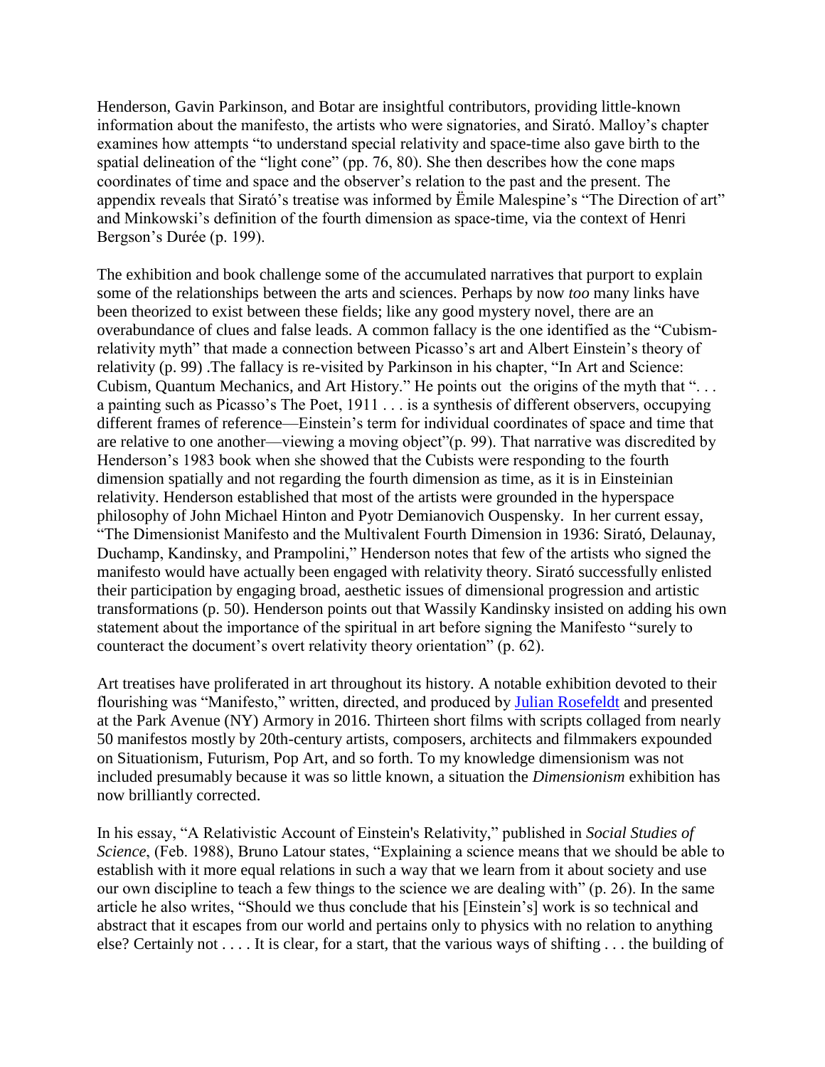Henderson, Gavin Parkinson, and Botar are insightful contributors, providing little-known information about the manifesto, the artists who were signatories, and Sirató. Malloy's chapter examines how attempts "to understand special relativity and space-time also gave birth to the spatial delineation of the "light cone" (pp. 76, 80). She then describes how the cone maps coordinates of time and space and the observer's relation to the past and the present. The appendix reveals that Sirató's treatise was informed by Ëmile Malespine's "The Direction of art" and Minkowski's definition of the fourth dimension as space-time, via the context of Henri Bergson's Durée (p. 199).

The exhibition and book challenge some of the accumulated narratives that purport to explain some of the relationships between the arts and sciences. Perhaps by now *too* many links have been theorized to exist between these fields; like any good mystery novel, there are an overabundance of clues and false leads. A common fallacy is the one identified as the "Cubism-relativity myth" that made a connection between Picasso's art and Albert Einstein's theory of relativity (p. 99) .The fallacy is re-visited by Parkinson in his chapter, "In Art and Science: Cubism, Quantum Mechanics, and Art History." He points out the origins of the myth that ". . . a painting such as Picasso's The Poet, 1911 . . . is a synthesis of different observers, occupying different frames of reference—Einstein's term for individual coordinates of space and time that are relative to one another—viewing a moving object"(p. 99). That narrative was discredited by Henderson's 1983 book when she showed that the Cubists were responding to the fourth dimension spatially and not regarding the fourth dimension as time, as it is in Einsteinian relativity. Henderson established that most of the artists were grounded in the hyperspace philosophy of John Michael Hinton and Pyotr Demianovich Ouspensky. In her current essay, "The Dimensionist Manifesto and the Multivalent Fourth Dimension in 1936: Sirató, Delaunay, Duchamp, Kandinsky, and Prampolini," Henderson notes that few of the artists who signed the manifesto would have actually been engaged with relativity theory. Sirató successfully enlisted their participation by engaging broad, aesthetic issues of dimensional progression and artistic transformations (p. 50). Henderson points out that Wassily Kandinsky insisted on adding his own statement about the importance of the spiritual in art before signing the Manifesto "surely to counteract the document's overt relativity theory orientation" (p. 62).

Art treatises have proliferated in art throughout its history. A notable exhibition devoted to their flourishing was "Manifesto," written, directed, and produced by [Julian Rosefeldt]() and presented at the Park Avenue (NY) Armory in 2016. Thirteen short films with scripts collaged from nearly 50 manifestos mostly by 20th-century artists, composers, architects and filmmakers expounded on Situationism, Futurism, Pop Art, and so forth. To my knowledge dimensionism was not included presumably because it was so little known, a situation the *Dimensionism* exhibition has now brilliantly corrected.

In his essay, "A Relativistic Account of Einstein's Relativity," published in *Social Studies of Science*, (Feb. 1988), Bruno Latour states, "Explaining a science means that we should be able to establish with it more equal relations in such a way that we learn from it about society and use our own discipline to teach a few things to the science we are dealing with" (p. 26). In the same article he also writes, "Should we thus conclude that his [Einstein's] work is so technical and abstract that it escapes from our world and pertains only to physics with no relation to anything else? Certainly not . . . . It is clear, for a start, that the various ways of shifting . . . the building of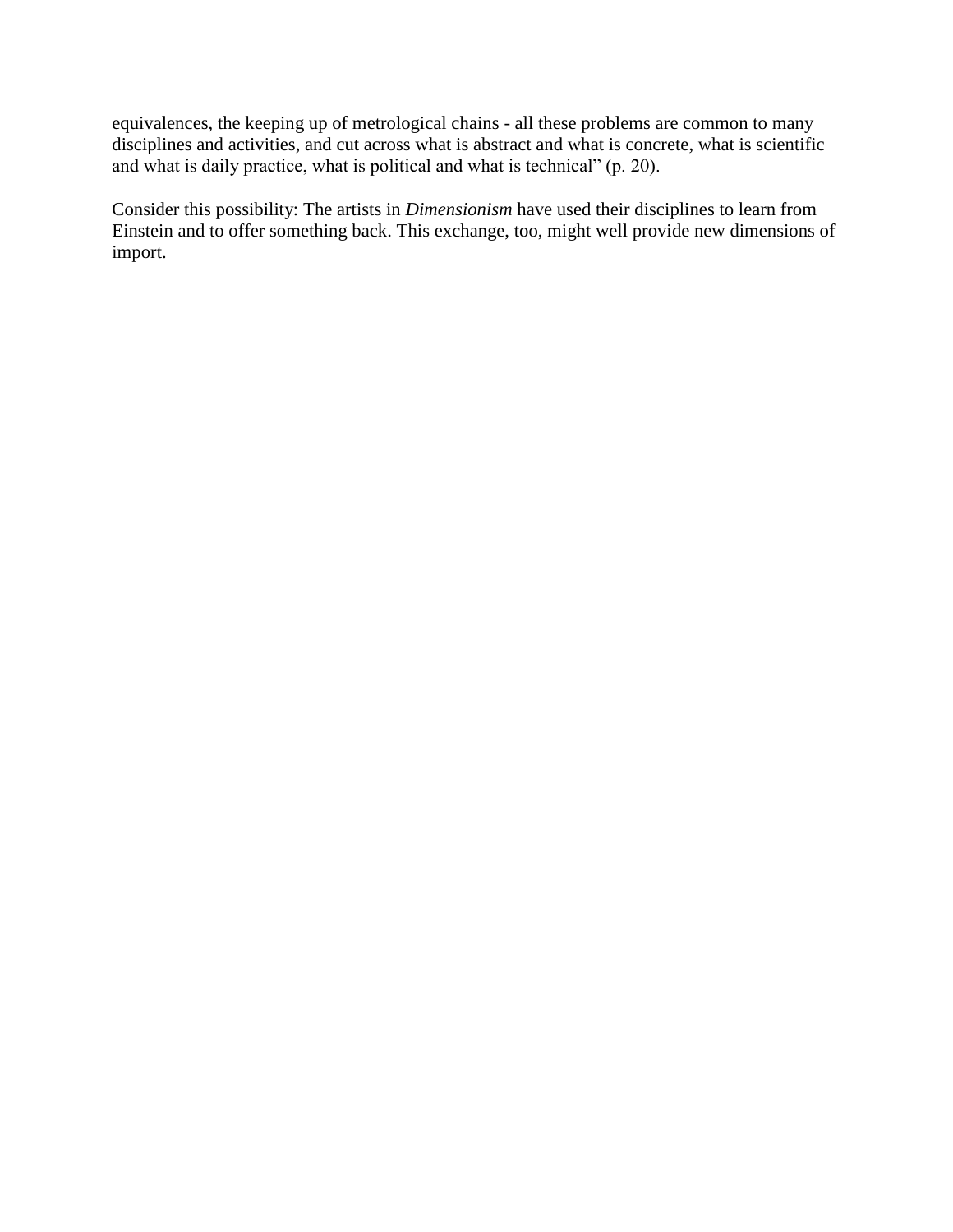equivalences, the keeping up of metrological chains - all these problems are common to many disciplines and activities, and cut across what is abstract and what is concrete, what is scientific and what is daily practice, what is political and what is technical" (p. 20).

Consider this possibility: The artists in *Dimensionism* have used their disciplines to learn from Einstein and to offer something back. This exchange, too, might well provide new dimensions of import.